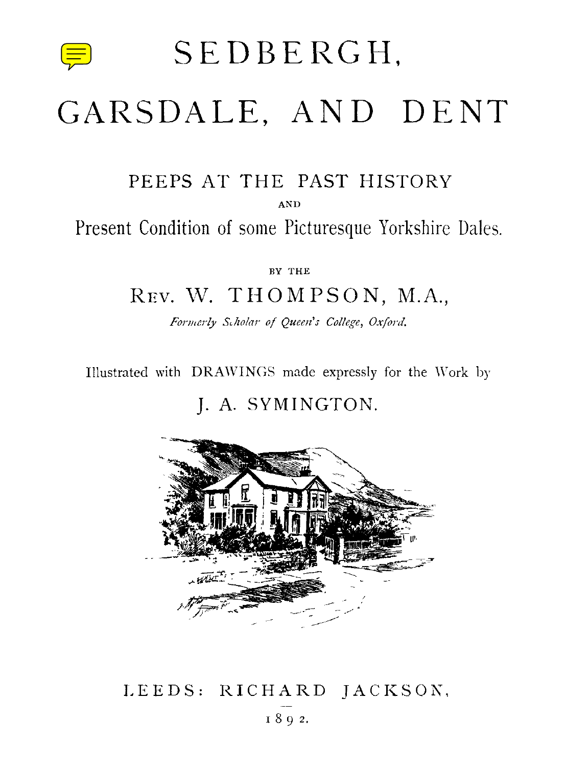# SEDBERGH, GARSDALE, AND DENT

## PEEPS AT THE PAST HISTORY

AND

## Present Condition of some Picturesque Yorkshire Dales.

BY THE

REV. W. THOMPSON, M.A.,

*Formerly Scholar of Queen's College, Oxford.*

Illustrated with DRAWINGS made expressly for the Work by

J. A. SYMINGTON.

LEEDS: RICHARD JACKSON,

1892.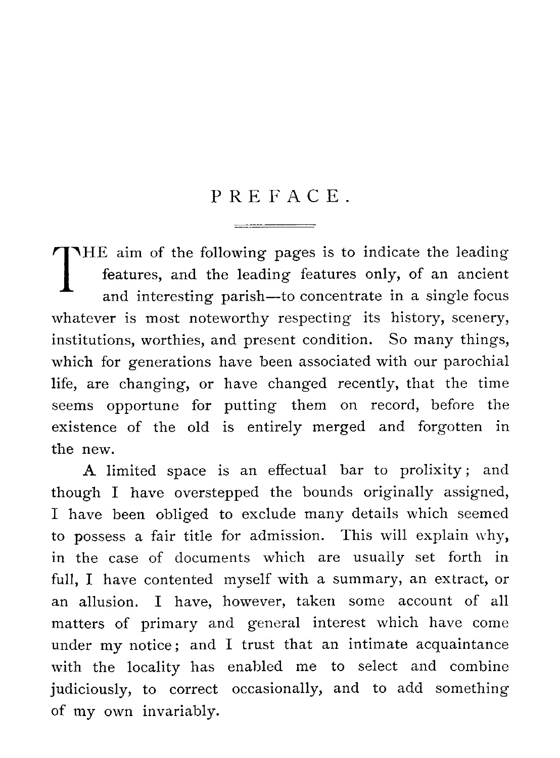# PREFACE.

THE aim of the following pages is to indicate the leading features, and the leading features only, of an ancient and interesting parish—to concentrate in a single focus whatever is most noteworthy respecting its history, scenery, institutions, worthies, and present condition. So many things, which for generations have been associated with our parochial life, are changing, or have changed recently, that the time seems opportune for putting them on record, before the existence of the old is entirely merged and forgotten in the new.

A limited space is an effectual bar to prolixity; and though I have overstepped the bounds originally assigned, I have been obliged to exclude many details which seemed to possess a fair title for admission. This will explain why, in the case of documents which are usually set forth in full, I have contented myself with a summary, an extract, or an allusion. I have, however, taken some account of all matters of primary and general interest which have come under my notice; and I trust that an intimate acquaintance with the locality has enabled me to select and combine judiciously, to correct occasionally, and to add something of my own invariably.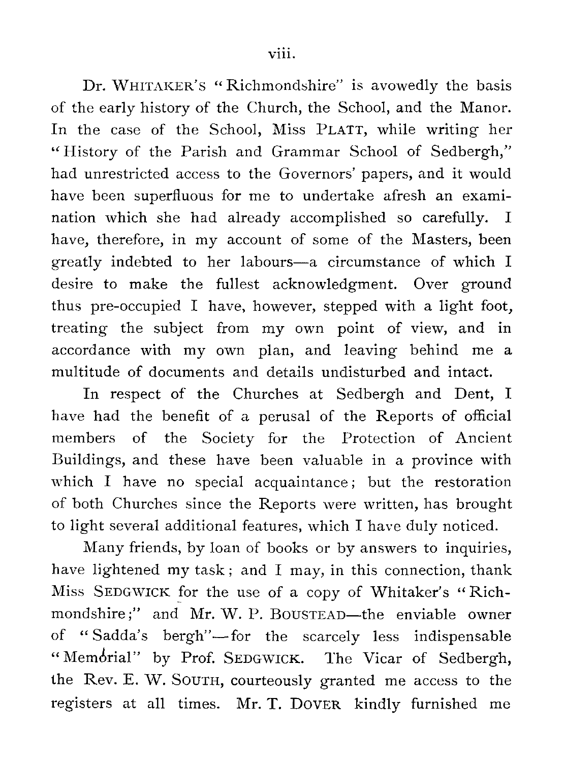Dr. WHITAKER'S "Richmondshire" is avowedly the basis of the early history of the Church, the School, and the Manor. In the case of the School, Miss PLATT, while writing her "History of the Parish and Grammar School of Sedbergh," had unrestricted access to the Governors' papers, and it would have been superfluous for me to undertake afresh an examination which she had already accomplished so carefully. I have, therefore, in my account of some of the Masters, been greatly indebted to her labours—a circumstance of which I desire to make the fullest acknowledgment. Over ground thus pre-occupied I have, however, stepped with a light foot, treating the subject from my own point of view, and in accordance with my own plan, and leaving behind me a multitude of documents and details undisturbed and intact.

In respect of the Churches at Sedbergh and Dent, I have had the benefit of a perusal of the Reports of official members of the Society for the Protection of Ancient Buildings, and these have been valuable in a province with which I have no special acquaintance; but the restoration of both Churches since the Reports were written, has brought to light several additional features, which I have duly noticed.

Many friends, by loan of books or by answers to inquiries, have lightened my task; and I may, in this connection, thank Miss SEDGWICK for the use of a copy of Whitaker's "Richmondshire;" and Mr. W. P. BOUSTEAD—the enviable owner of "Sadda's bergh"—for the scarcely less indispensable "Memorial" by Prof. SEDGWICK. The Vicar of Sedbergh, the Rev. E. W. SOUTH, courteously granted me access to the registers at all times. Mr. T. DOVER kindly furnished me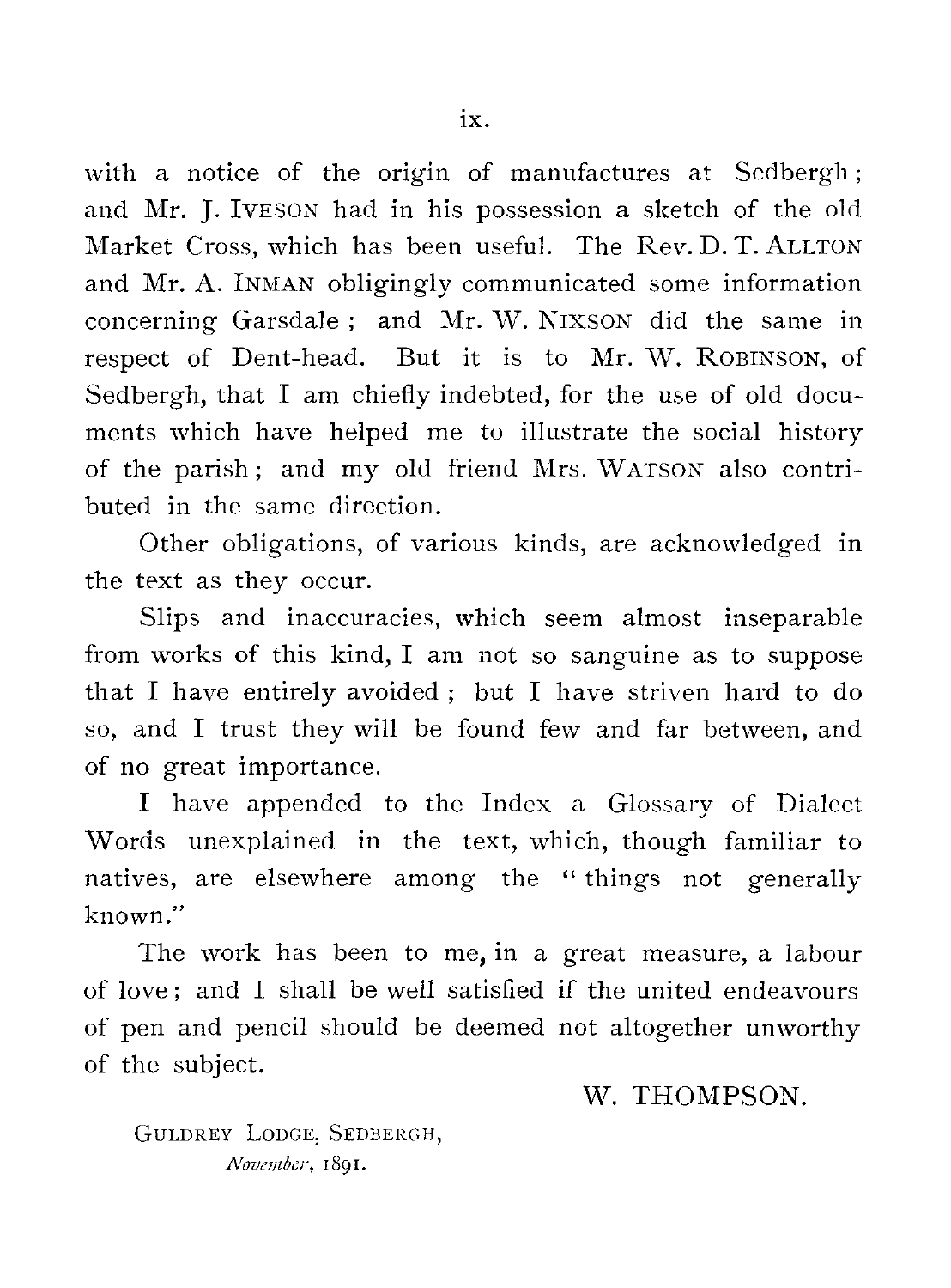with a notice of the origin of manufactures at Sedbergh; and Mr. J. IVESON had in his possession a sketch of the old Market Cross, which has been useful. The Rev. D. T. ALLTON and Mr. A. INMAN obligingly communicated some information concerning Garsdale; and Mr. W. NIXSON did the same in respect of Dent-head. But it is to Mr. W. ROBINSON, of Sedbergh, that I am chiefly indebted, for the use of old documents which have helped me to illustrate the social history of the parish; and my old friend Mrs. WATSON also contributed in the same direction.

Other obligations, of various kinds, are acknowledged in the text as they occur.

Slips and inaccuracies, which seem almost inseparable from works of this kind, I am not so sanguine as to suppose that I have entirely avoided; but I have striven hard to do so, and I trust they will be found few and far between, and of no great importance.

I have appended to the Index a Glossary of Dialect Words unexplained in the text, which, though familiar to natives, are elsewhere among the "things not generally known."

The work has been to me, in a great measure, a labour of love; and I shall be well satisfied if the united endeavours of pen and pencil should be deemed not altogether unworthy of the subject.

W. THOMPSON.

GULDREY LODGE, SEDBERGH,
*November*, 1891.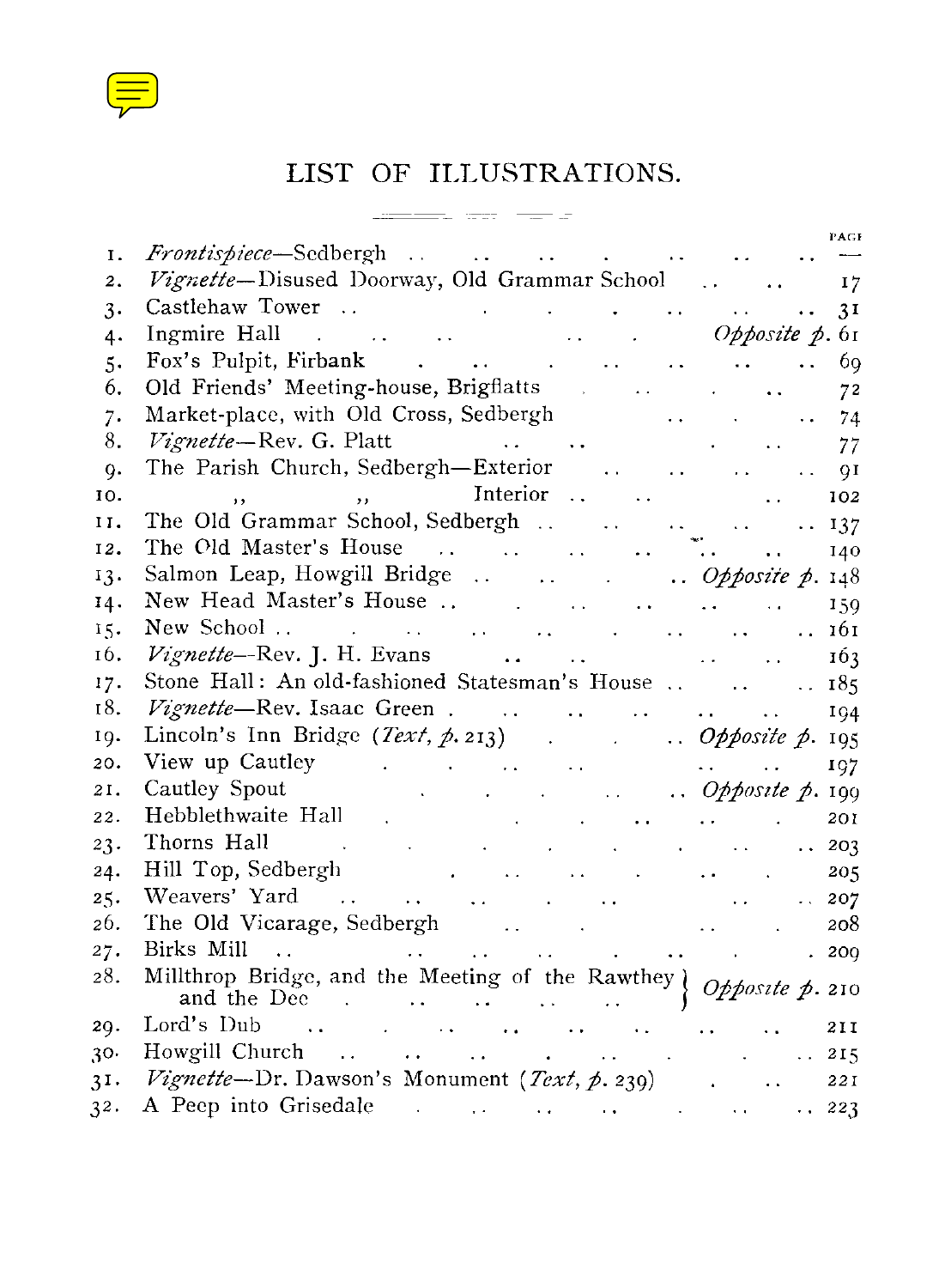# LIST OF ILLUSTRATIONS.

| | | PAGE |
|---|---|---|
| 1. | *Frontispiece*—Sedbergh | — |
| 2. | *Vignette*—Disused Doorway, Old Grammar School | 17 |
| 3. | Castlehaw Tower | 31 |
| 4. | Ingmire Hall | *Opposite p.* 61 |
| 5. | Fox's Pulpit, Firbank | 69 |
| 6. | Old Friends' Meeting-house, Brigflatts | 72 |
| 7. | Market-place, with Old Cross, Sedbergh | 74 |
| 8. | *Vignette*—Rev. G. Platt | 77 |
| 9. | The Parish Church, Sedbergh—Exterior | 91 |
| 10. | ,, ,, Interior | 102 |
| 11. | The Old Grammar School, Sedbergh | 137 |
| 12. | The Old Master's House | 140 |
| 13. | Salmon Leap, Howgill Bridge | *Opposite p.* 148 |
| 14. | New Head Master's House | 159 |
| 15. | New School | 161 |
| 16. | *Vignette*—Rev. J. H. Evans | 163 |
| 17. | Stone Hall: An old-fashioned Statesman's House | 185 |
| 18. | *Vignette*—Rev. Isaac Green | 194 |
| 19. | Lincoln's Inn Bridge (*Text, p.* 213) | *Opposite p.* 195 |
| 20. | View up Cautley | 197 |
| 21. | Cautley Spout | *Opposite p.* 199 |
| 22. | Hebblethwaite Hall | 201 |
| 23. | Thorns Hall | 203 |
| 24. | Hill Top, Sedbergh | 205 |
| 25. | Weavers' Yard | 207 |
| 26. | The Old Vicarage, Sedbergh | 208 |
| 27. | Birks Mill | 209 |
| 28. | Millthrop Bridge, and the Meeting of the Rawthey and the Dee | *Opposite p.* 210 |
| 29. | Lord's Dub | 211 |
| 30. | Howgill Church | 215 |
| 31. | *Vignette*—Dr. Dawson's Monument (*Text, p.* 239) | 221 |
| 32. | A Peep into Grisedale | 223 |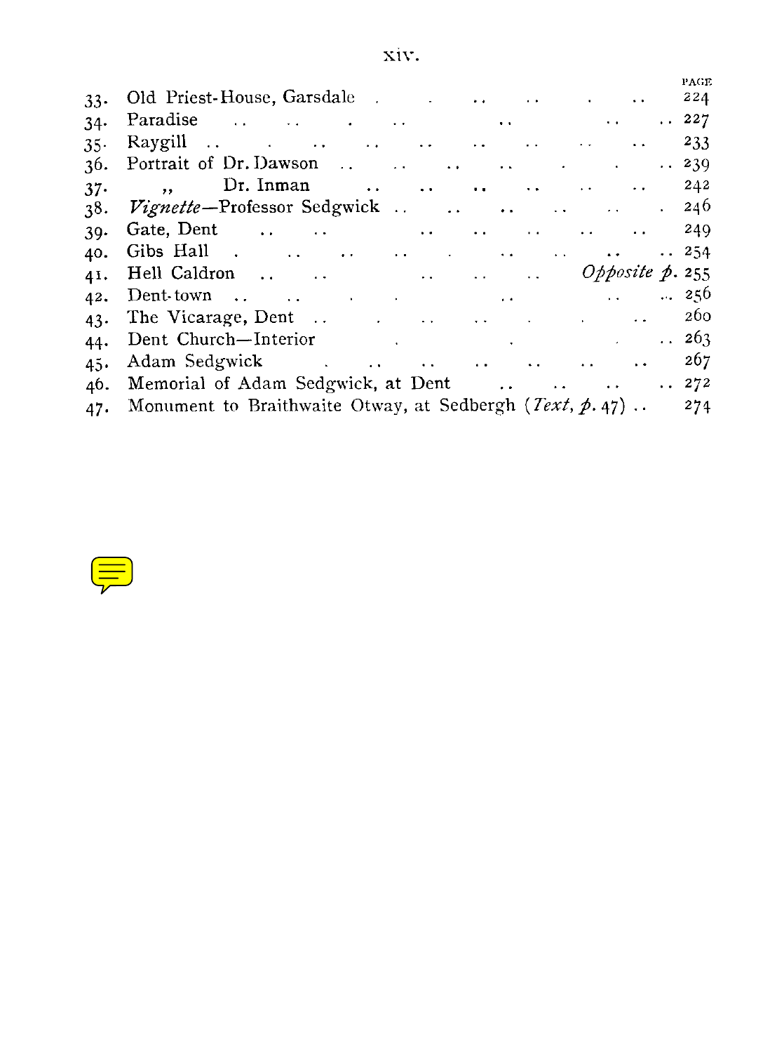| | | PAGE |
|---|---|---|
| 33. | Old Priest-House, Garsdale | 224 |
| 34. | Paradise | 227 |
| 35. | Raygill | 233 |
| 36. | Portrait of Dr. Dawson | 239 |
| 37. | ,, Dr. Inman | 242 |
| 38. | *Vignette*—Professor Sedgwick | 246 |
| 39. | Gate, Dent | 249 |
| 40. | Gibs Hall | 254 |
| 41. | Hell Caldron | *Opposite p.* 255 |
| 42. | Dent-town | 256 |
| 43. | The Vicarage, Dent | 260 |
| 44. | Dent Church—Interior | 263 |
| 45. | Adam Sedgwick | 267 |
| 46. | Memorial of Adam Sedgwick, at Dent | 272 |
| 47. | Monument to Braithwaite Otway, at Sedbergh (*Text, p.* 47) | 274 |